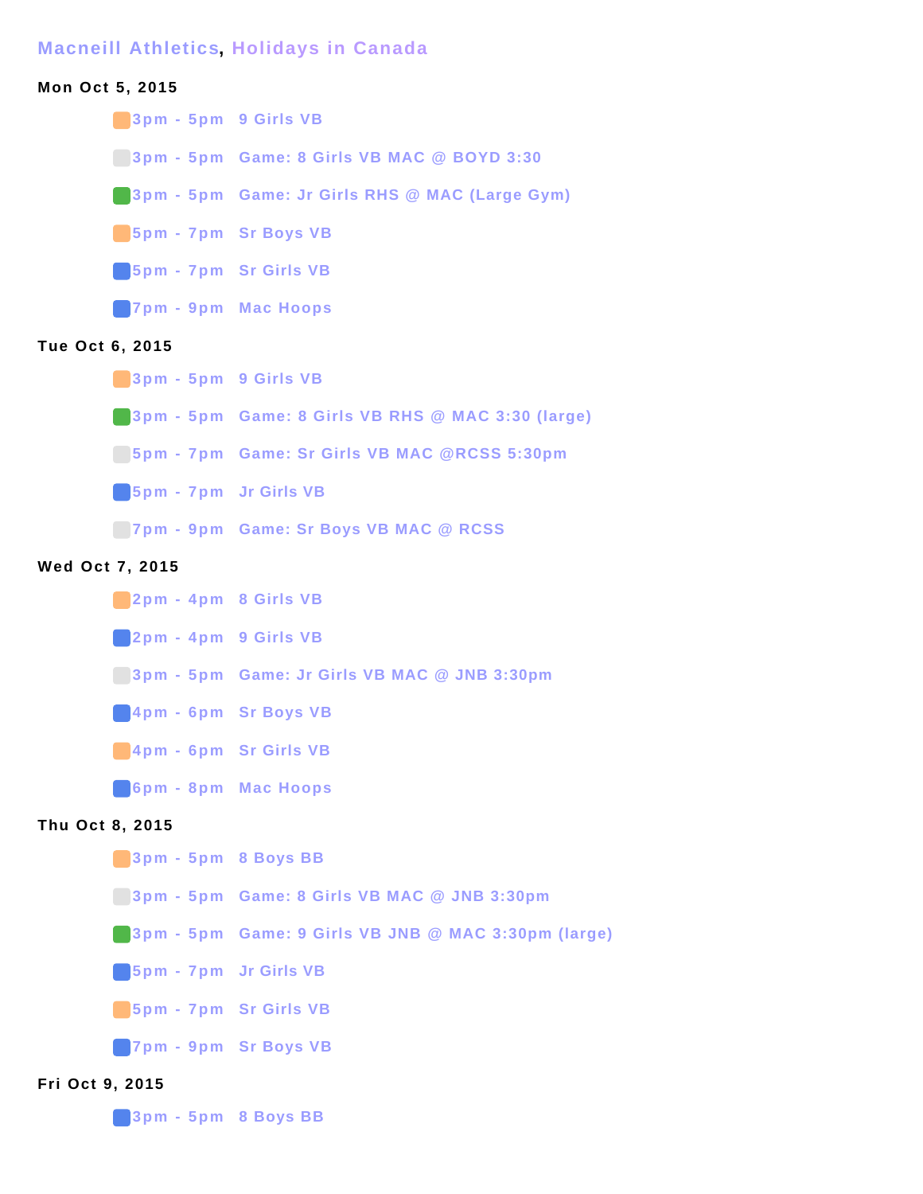Macneill Athletics, Holidays in Canada

**Mon Oct 5, 2015**

- 3pm - 5pm 9 Girls VB
- 3pm - 5pm Game: 8 Girls VB MAC @ BOYD 3:30
- 3pm - 5pm Game: Jr Girls RHS @ MAC (Large Gym)
- 5pm - 7pm Sr Boys VB
- 5pm - 7pm Sr Girls VB
- 7pm - 9pm Mac Hoops

**Tue Oct 6, 2015**

- 3pm - 5pm 9 Girls VB
- 3pm - 5pm Game: 8 Girls VB RHS @ MAC 3:30 (large)
- 5pm - 7pm Game: Sr Girls VB MAC @RCSS 5:30pm
- 5pm - 7pm Jr Girls VB
- 7pm - 9pm Game: Sr Boys VB MAC @ RCSS

**Wed Oct 7, 2015**

- 2pm - 4pm 8 Girls VB
- 2pm - 4pm 9 Girls VB
- 3pm - 5pm Game: Jr Girls VB MAC @ JNB 3:30pm
- 4pm - 6pm Sr Boys VB
- 4pm - 6pm Sr Girls VB
- 6pm - 8pm Mac Hoops

**Thu Oct 8, 2015**

- 3pm - 5pm 8 Boys BB
- 3pm - 5pm Game: 8 Girls VB MAC @ JNB 3:30pm
- 3pm - 5pm Game: 9 Girls VB JNB @ MAC 3:30pm (large)
- 5pm - 7pm Jr Girls VB
- 5pm - 7pm Sr Girls VB
- 7pm - 9pm Sr Boys VB

**Fri Oct 9, 2015**

- 3pm - 5pm 8 Boys BB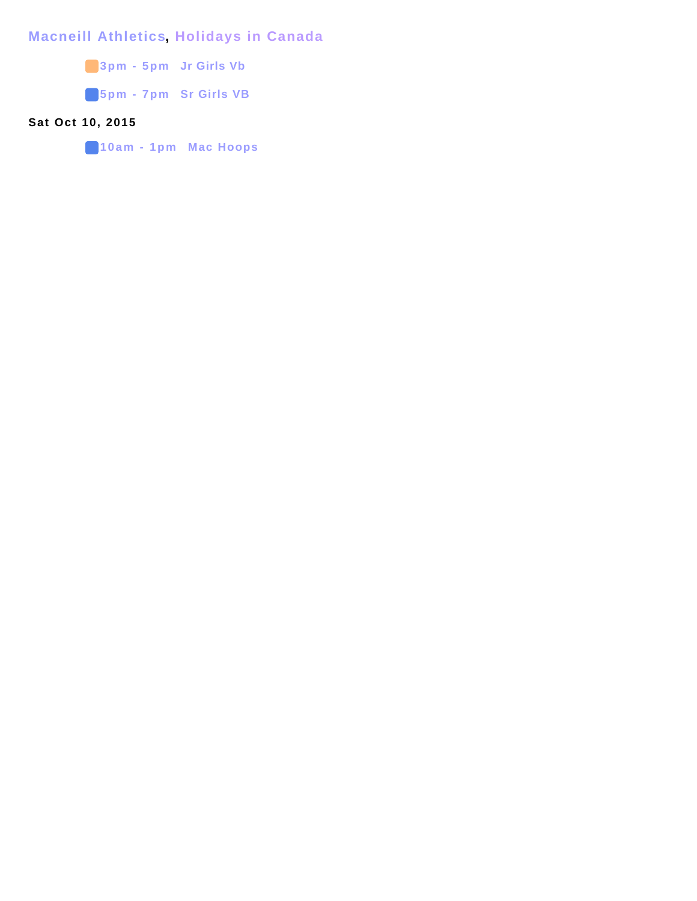Macneill Athletics, Holidays in Canada

- 3pm - 5pm Jr Girls Vb
- 5pm - 7pm Sr Girls VB

**Sat Oct 10, 2015**

- 10am - 1pm Mac Hoops